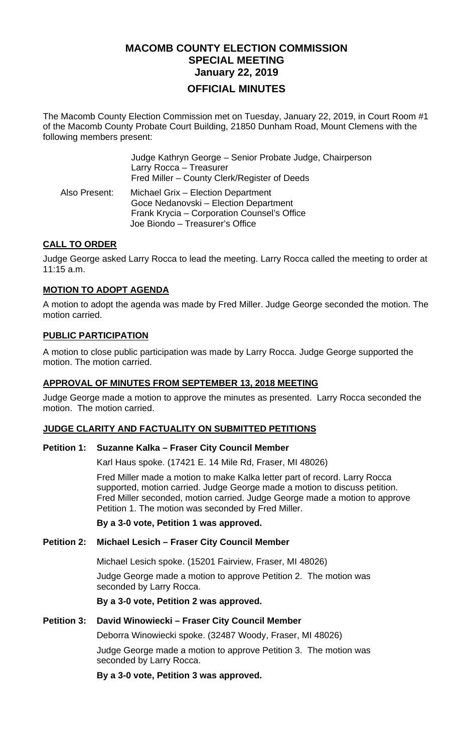# MACOMB COUNTY ELECTION COMMISSION
## SPECIAL MEETING
## January 22, 2019
## OFFICIAL MINUTES

The Macomb County Election Commission met on Tuesday, January 22, 2019, in Court Room #1 of the Macomb County Probate Court Building, 21850 Dunham Road, Mount Clemens with the following members present:

Judge Kathryn George – Senior Probate Judge, Chairperson
Larry Rocca – Treasurer
Fred Miller – County Clerk/Register of Deeds

Also Present:
Michael Grix – Election Department
Goce Nedanovski – Election Department
Frank Krycia – Corporation Counsel's Office
Joe Biondo – Treasurer's Office

### CALL TO ORDER

Judge George asked Larry Rocca to lead the meeting. Larry Rocca called the meeting to order at 11:15 a.m.

### MOTION TO ADOPT AGENDA

A motion to adopt the agenda was made by Fred Miller. Judge George seconded the motion. The motion carried.

### PUBLIC PARTICIPATION

A motion to close public participation was made by Larry Rocca. Judge George supported the motion. The motion carried.

### APPROVAL OF MINUTES FROM SEPTEMBER 13, 2018 MEETING

Judge George made a motion to approve the minutes as presented. Larry Rocca seconded the motion. The motion carried.

### JUDGE CLARITY AND FACTUALITY ON SUBMITTED PETITIONS

**Petition 1: Suzanne Kalka – Fraser City Council Member**

Karl Haus spoke. (17421 E. 14 Mile Rd, Fraser, MI 48026)

Fred Miller made a motion to make Kalka letter part of record. Larry Rocca supported, motion carried. Judge George made a motion to discuss petition. Fred Miller seconded, motion carried. Judge George made a motion to approve Petition 1. The motion was seconded by Fred Miller.

**By a 3-0 vote, Petition 1 was approved.**

**Petition 2: Michael Lesich – Fraser City Council Member**

Michael Lesich spoke. (15201 Fairview, Fraser, MI 48026)

Judge George made a motion to approve Petition 2. The motion was seconded by Larry Rocca.

**By a 3-0 vote, Petition 2 was approved.**

**Petition 3: David Winowiecki – Fraser City Council Member**

Deborra Winowiecki spoke. (32487 Woody, Fraser, MI 48026)

Judge George made a motion to approve Petition 3. The motion was seconded by Larry Rocca.

**By a 3-0 vote, Petition 3 was approved.**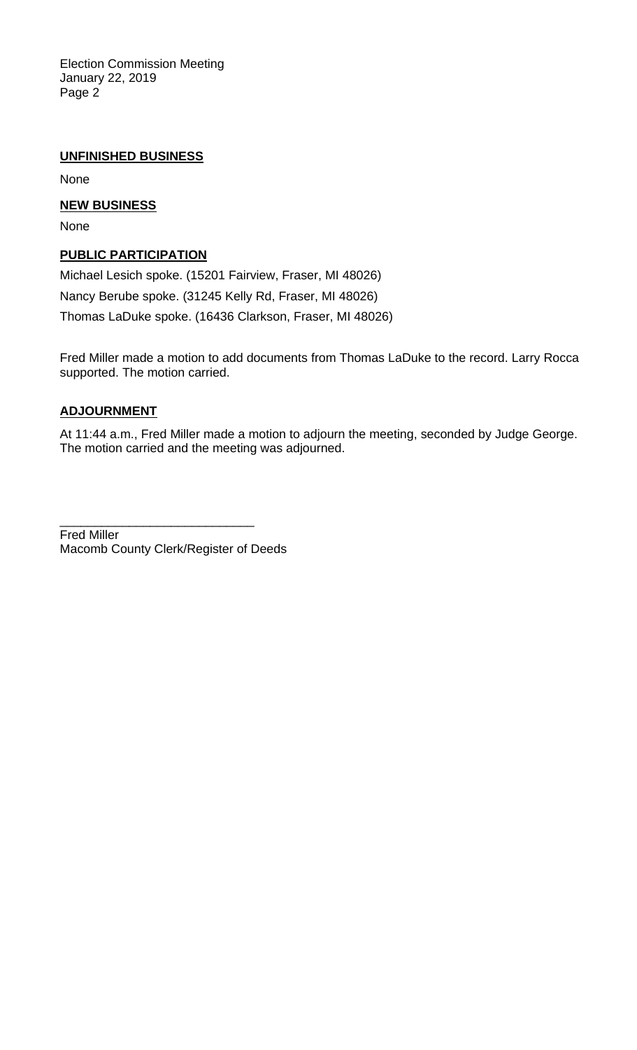**UNFINISHED BUSINESS**

None

**NEW BUSINESS**

None

**PUBLIC PARTICIPATION**

Michael Lesich spoke. (15201 Fairview, Fraser, MI 48026)

Nancy Berube spoke. (31245 Kelly Rd, Fraser, MI 48026)

Thomas LaDuke spoke. (16436 Clarkson, Fraser, MI 48026)

Fred Miller made a motion to add documents from Thomas LaDuke to the record. Larry Rocca supported. The motion carried.

**ADJOURNMENT**

At 11:44 a.m., Fred Miller made a motion to adjourn the meeting, seconded by Judge George. The motion carried and the meeting was adjourned.

\_\_\_\_\_\_\_\_\_\_\_\_\_\_\_\_\_\_\_\_\_\_\_\_\_\_\_\_

Fred Miller
Macomb County Clerk/Register of Deeds